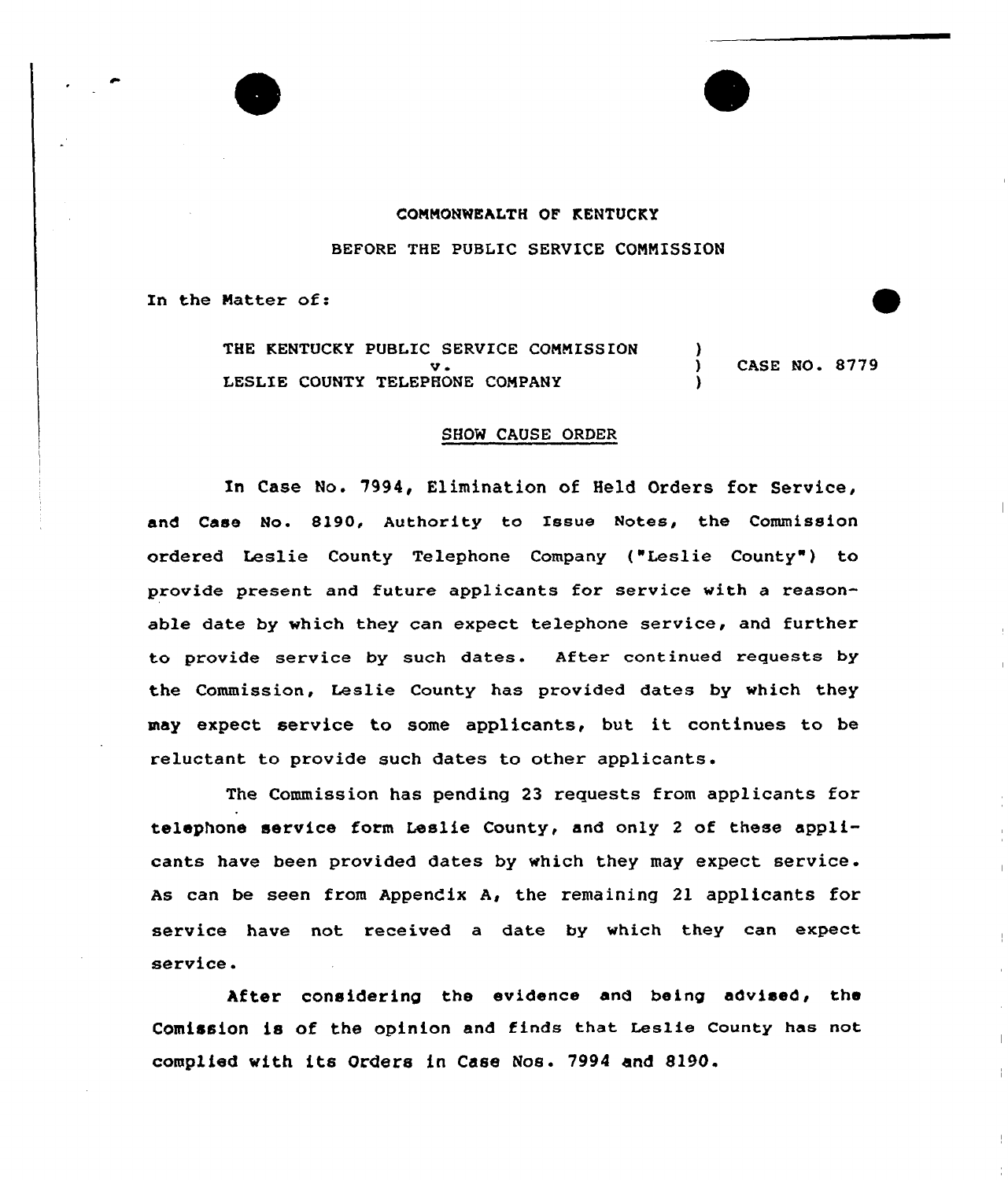COMMONWEALTH OF KENTUCKY

BEFORE THE PUBLIC SERVICE COMMISSION

In the Matter of:

| | | |
|---|---|---|
| THE KENTUCKY PUBLIC SERVICE COMMISSION v. LESLIE COUNTY TELEPHONE COMPANY | ) ) ) | CASE NO. 8779 |

## SHOW CAUSE ORDER

In Case No. 7994, Elimination of Held Orders for Service, and Case No. 8190, Authority to Issue Notes, the Commission ordered Leslie County Telephone Company ("Leslie County") to provide present and future applicants for service with a reasonable date by which they can expect telephone service, and further to provide service by such dates. After continued requests by the Commission, Leslie County has provided dates by which they may expect service to some applicants, but it continues to be reluctant to provide such dates to other applicants.

The Commission has pending 23 requests from applicants for telephone service form Leslie County, and only 2 of these applicants have been provided dates by which they may expect service. As can be seen from Appendix A, the remaining 21 applicants for service have not received a date by which they can expect service.

After considering the evidence and being advised, the Comission is of the opinion and finds that Leslie County has not complied with its Orders in Case Nos. 7994 and 8190.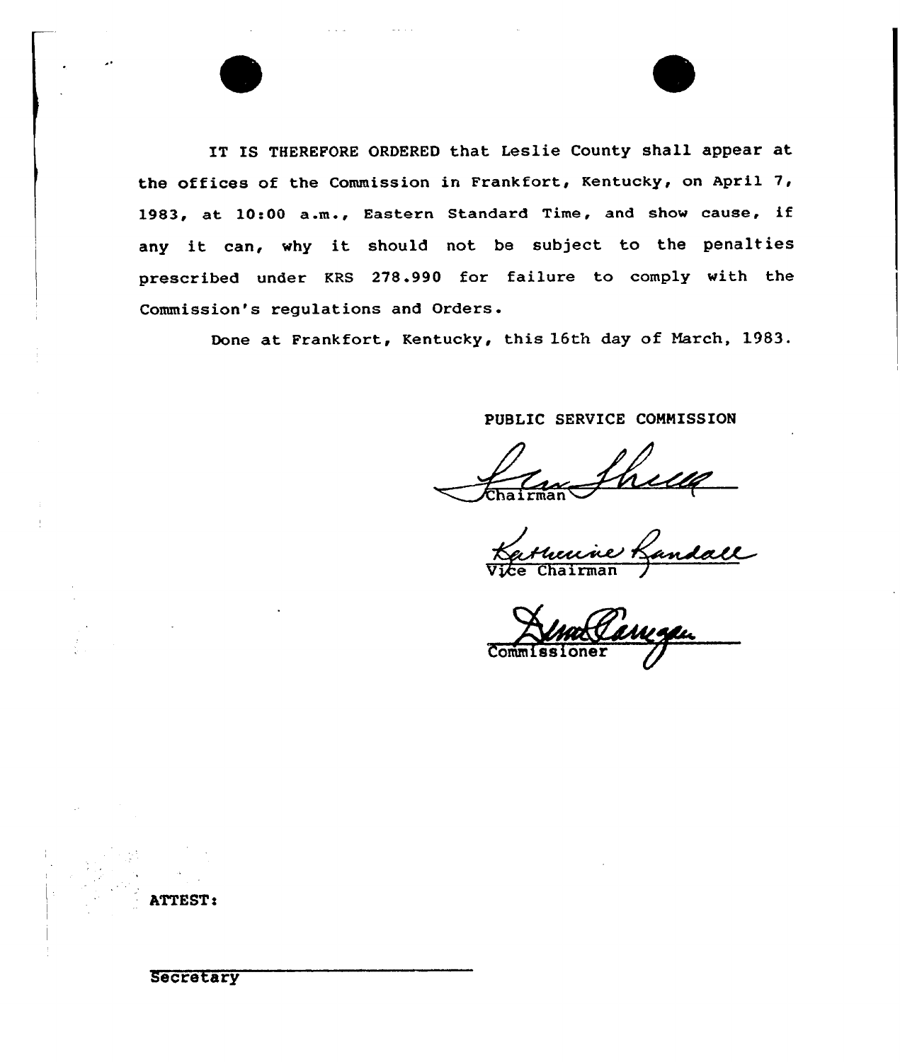IT IS THEREFORE ORDERED that Leslie County shall appear at the offices of the Commission in Frankfort, Kentucky, on April 7, 1983, at 10:00 a.m., Eastern Standard Time, and show cause, if any it can, why it should not be subject to the penalties prescribed under KRS 278.990 for failure to comply with the Commission's regulations and Orders.

Done at Frankfort, Kentucky, this 16th day of March, 1983.

PUBLIC SERVICE COMMISSION

Chairman

Vice Chairman

Commissioner

ATTEST:

Secretary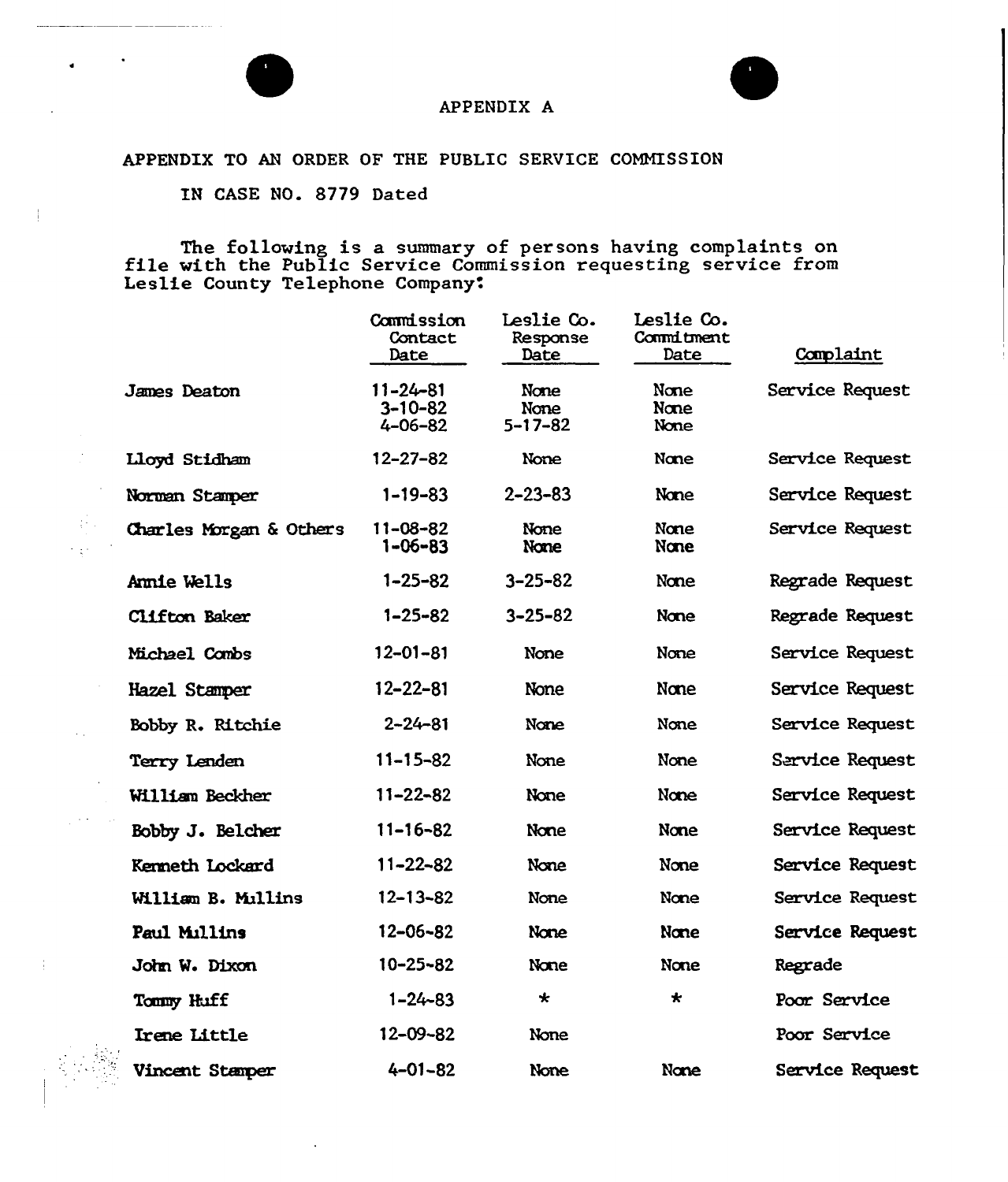# APPENDIX A

APPENDIX TO AN ORDER OF THE PUBLIC SERVICE COMMISSION

IN CASE NO. 8779 Dated

The following is a summary of persons having complaints on file with the Public Service Commission requesting service from Leslie County Telephone Company:

| | Commission Contact Date | Leslie Co. Response Date | Leslie Co. Commitment Date | Complaint |
|---|---|---|---|---|
| James Deaton | 11-24-81<br>3-10-82<br>4-06-82 | None<br>None<br>5-17-82 | None<br>None<br>None | Service Request |
| Lloyd Stidham | 12-27-82 | None | None | Service Request |
| Norman Stamper | 1-19-83 | 2-23-83 | None | Service Request |
| Charles Morgan & Others | 11-08-82<br>1-06-83 | None<br>None | None<br>None | Service Request |
| Annie Wells | 1-25-82 | 3-25-82 | None | Regrade Request |
| Clifton Baker | 1-25-82 | 3-25-82 | None | Regrade Request |
| Michael Combs | 12-01-81 | None | None | Service Request |
| Hazel Stamper | 12-22-81 | None | None | Service Request |
| Bobby R. Ritchie | 2-24-81 | None | None | Service Request |
| Terry Lenden | 11-15-82 | None | None | Service Request |
| William Beckher | 11-22-82 | None | None | Service Request |
| Bobby J. Belcher | 11-16-82 | None | None | Service Request |
| Kenneth Lockard | 11-22-82 | None | None | Service Request |
| William B. Mullins | 12-13-82 | None | None | Service Request |
| Paul Mullins | 12-06-82 | None | None | Service Request |
| John W. Dixon | 10-25-82 | None | None | Regrade |
| Tommy Huff | 1-24-83 | * | * | Poor Service |
| Irene Little | 12-09-82 | None | | Poor Service |
| Vincent Stamper | 4-01-82 | None | None | Service Request |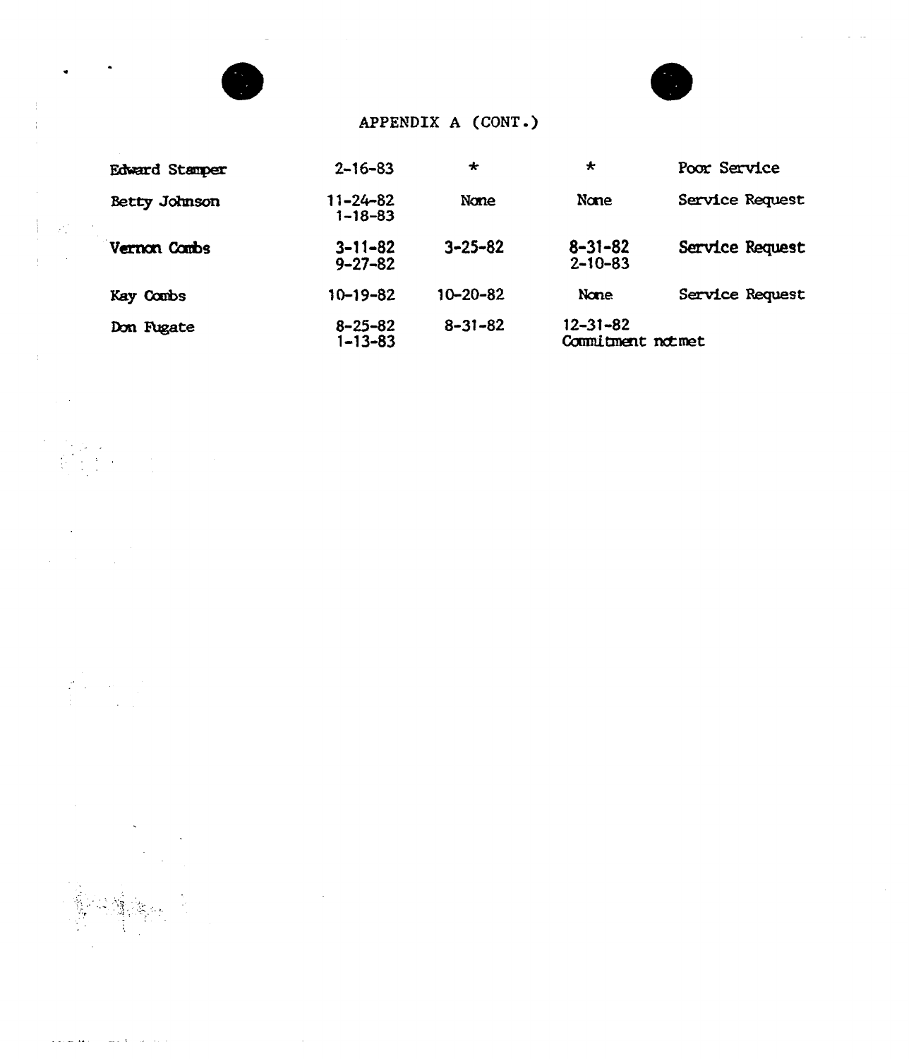APPENDIX A (CONT.)

| | | | | |
|---|---|---|---|---|
| Edward Stamper | 2-16-83 | * | * | Poor Service |
| Betty Johnson | 11-24-82<br>1-18-83 | None | None | Service Request |
| Vernon Combs | 3-11-82<br>9-27-82 | 3-25-82 | 8-31-82<br>2-10-83 | Service Request |
| Kay Combs | 10-19-82 | 10-20-82 | None | Service Request |
| Don Fugate | 8-25-82<br>1-13-83 | 8-31-82 | 12-31-82<br>Commitment not met | |